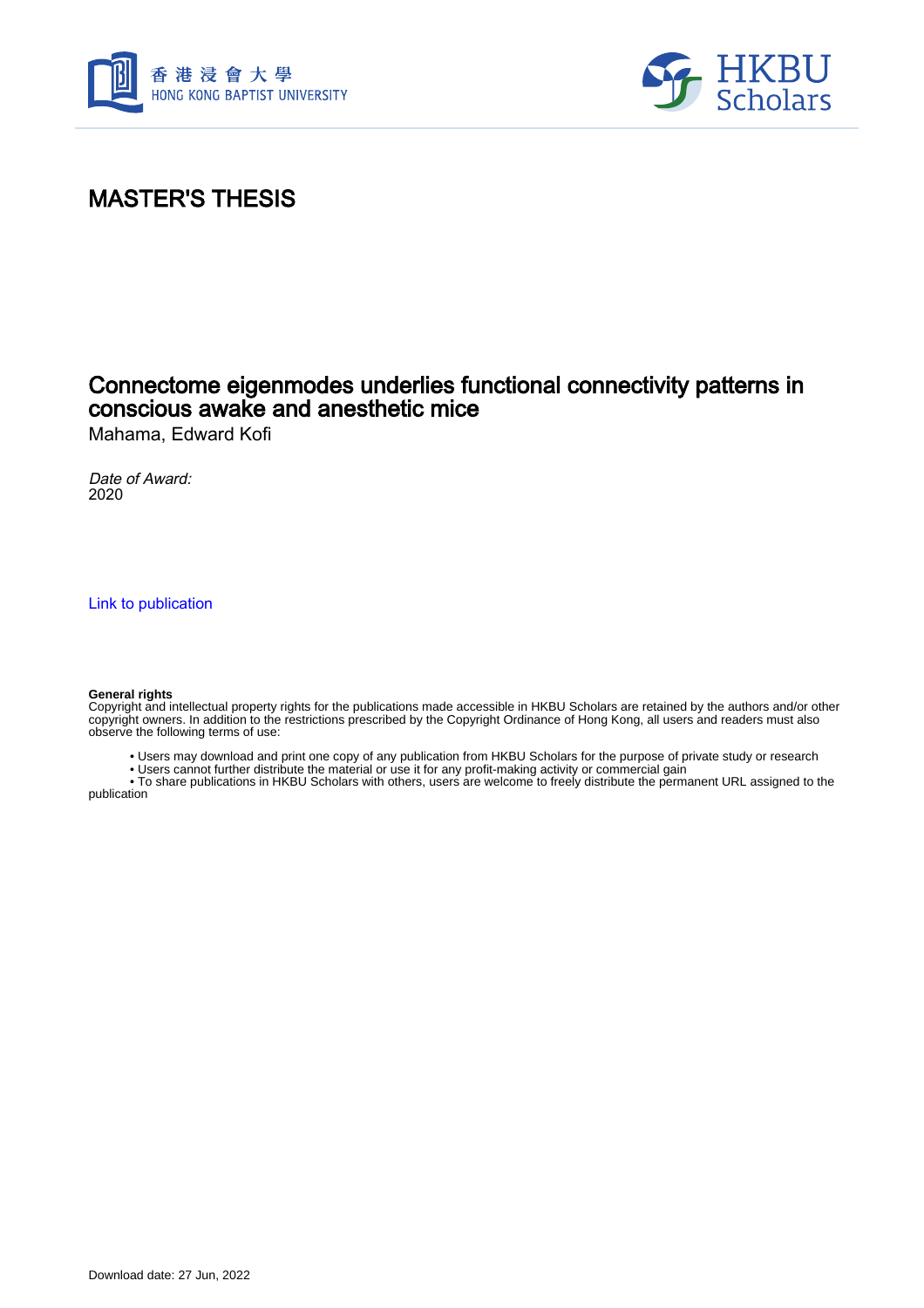# MASTER'S THESIS

## Connectome eigenmodes underlies functional connectivity patterns in conscious awake and anesthetic mice

Mahama, Edward Kofi

*Date of Award:*
2020

Link to publication

**General rights**
Copyright and intellectual property rights for the publications made accessible in HKBU Scholars are retained by the authors and/or other copyright owners. In addition to the restrictions prescribed by the Copyright Ordinance of Hong Kong, all users and readers must also observe the following terms of use:

- Users may download and print one copy of any publication from HKBU Scholars for the purpose of private study or research
- Users cannot further distribute the material or use it for any profit-making activity or commercial gain
- To share publications in HKBU Scholars with others, users are welcome to freely distribute the permanent URL assigned to the publication

Download date: 27 Jun, 2022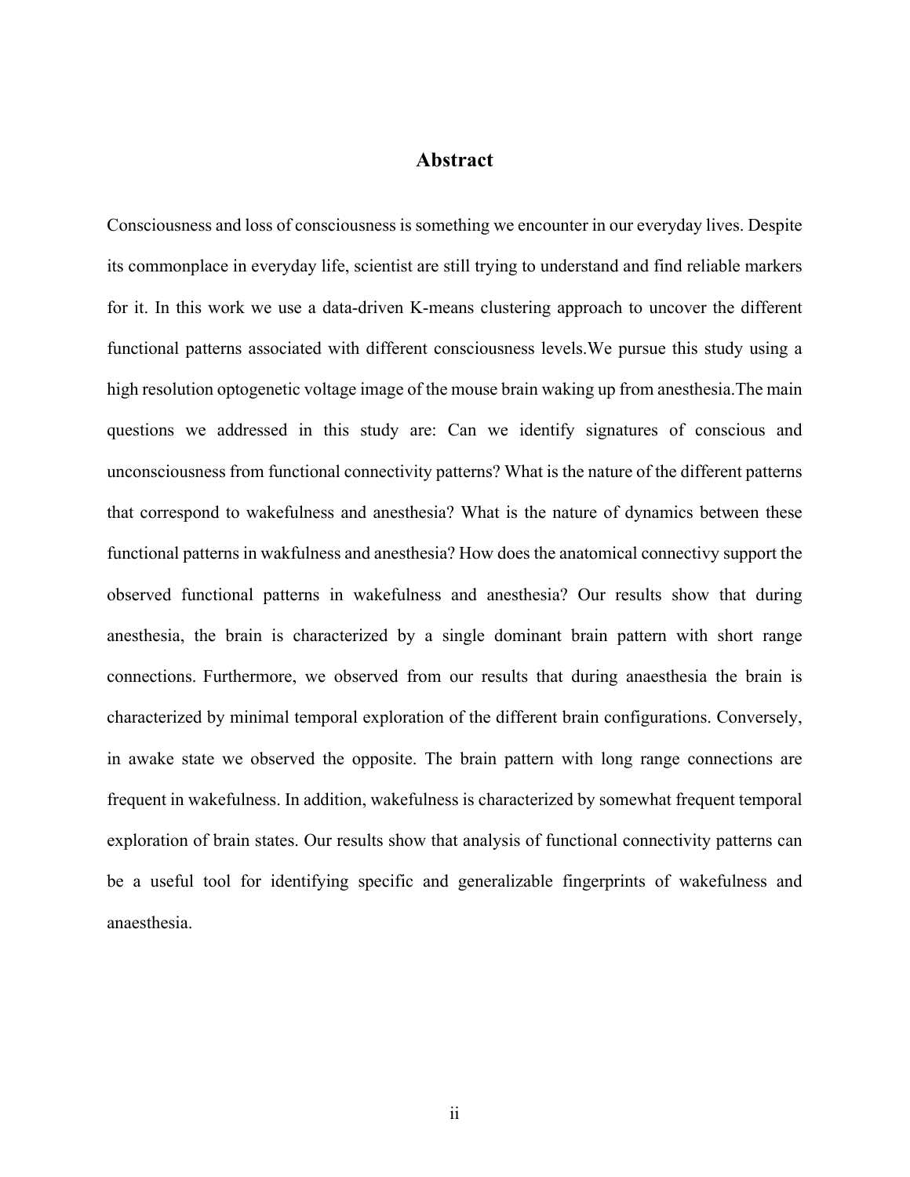# Abstract

Consciousness and loss of consciousness is something we encounter in our everyday lives. Despite its commonplace in everyday life, scientist are still trying to understand and find reliable markers for it. In this work we use a data-driven K-means clustering approach to uncover the different functional patterns associated with different consciousness levels.We pursue this study using a high resolution optogenetic voltage image of the mouse brain waking up from anesthesia.The main questions we addressed in this study are: Can we identify signatures of conscious and unconsciousness from functional connectivity patterns? What is the nature of the different patterns that correspond to wakefulness and anesthesia? What is the nature of dynamics between these functional patterns in wakfulness and anesthesia? How does the anatomical connectivy support the observed functional patterns in wakefulness and anesthesia? Our results show that during anesthesia, the brain is characterized by a single dominant brain pattern with short range connections. Furthermore, we observed from our results that during anaesthesia the brain is characterized by minimal temporal exploration of the different brain configurations. Conversely, in awake state we observed the opposite. The brain pattern with long range connections are frequent in wakefulness. In addition, wakefulness is characterized by somewhat frequent temporal exploration of brain states. Our results show that analysis of functional connectivity patterns can be a useful tool for identifying specific and generalizable fingerprints of wakefulness and anaesthesia.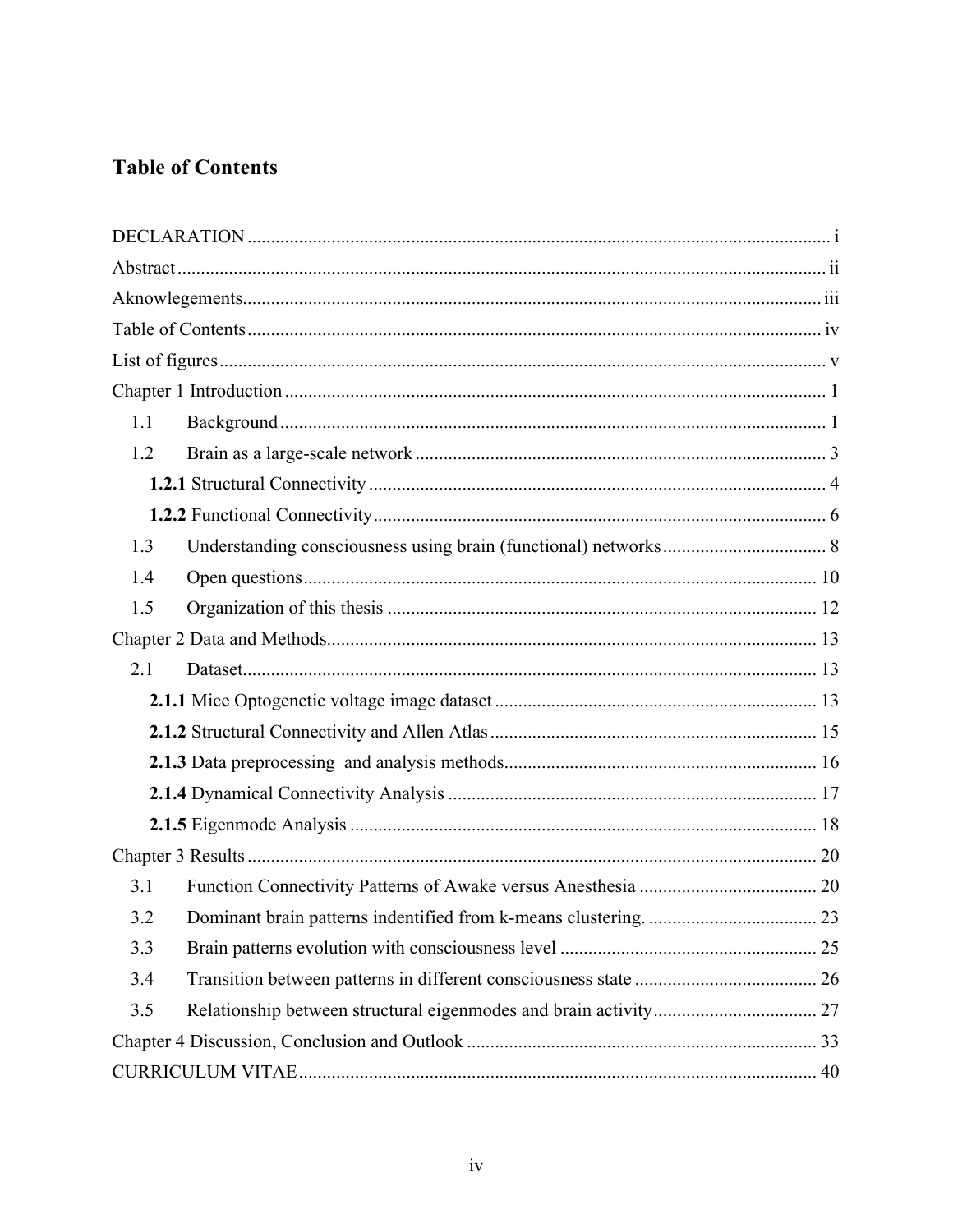# Table of Contents

DECLARATION ........................................................................................................................ i

Abstract ................................................................................................................................... ii

Aknowlegements..................................................................................................................... iii

Table of Contents .................................................................................................................... iv

List of figures ........................................................................................................................... v

Chapter 1 Introduction ............................................................................................................. 1

- 1.1 Background ..................................................................................................................... 1
- 1.2 Brain as a large-scale network ......................................................................................... 3
  - **1.2.1** Structural Connectivity ............................................................................................ 4
  - **1.2.2** Functional Connectivity ........................................................................................... 6
- 1.3 Understanding consciousness using brain (functional) networks .................................... 8
- 1.4 Open questions .............................................................................................................. 10
- 1.5 Organization of this thesis ............................................................................................ 12

Chapter 2 Data and Methods.................................................................................................. 13

- 2.1 Dataset........................................................................................................................... 13
  - **2.1.1** Mice Optogenetic voltage image dataset ............................................................... 13
  - **2.1.2** Structural Connectivity and Allen Atlas ................................................................ 15
  - **2.1.3** Data preprocessing and analysis methods............................................................. 16
  - **2.1.4** Dynamical Connectivity Analysis ......................................................................... 17
  - **2.1.5** Eigenmode Analysis .............................................................................................. 18

Chapter 3 Results ................................................................................................................... 20

- 3.1 Function Connectivity Patterns of Awake versus Anesthesia ....................................... 20
- 3.2 Dominant brain patterns indentified from k-means clustering. .................................... 23
- 3.3 Brain patterns evolution with consciousness level ....................................................... 25
- 3.4 Transition between patterns in different consciousness state ....................................... 26
- 3.5 Relationship between structural eigenmodes and brain activity ................................... 27

Chapter 4 Discussion, Conclusion and Outlook .................................................................... 33

CURRICULUM VITAE ......................................................................................................... 40